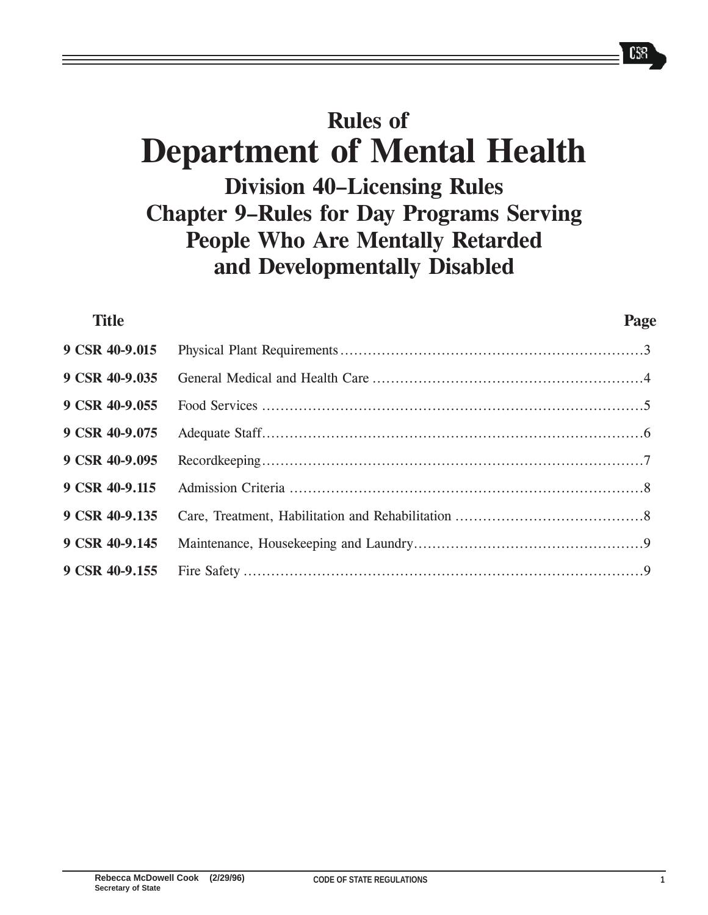# Rules of
# Department of Mental Health

## Division 40–Licensing Rules
## Chapter 9–Rules for Day Programs Serving People Who Are Mentally Retarded and Developmentally Disabled

| Title | | Page |
|---|---|---|
| 9 CSR 40-9.015 | Physical Plant Requirements | 3 |
| 9 CSR 40-9.035 | General Medical and Health Care | 4 |
| 9 CSR 40-9.055 | Food Services | 5 |
| 9 CSR 40-9.075 | Adequate Staff | 6 |
| 9 CSR 40-9.095 | Recordkeeping | 7 |
| 9 CSR 40-9.115 | Admission Criteria | 8 |
| 9 CSR 40-9.135 | Care, Treatment, Habilitation and Rehabilitation | 8 |
| 9 CSR 40-9.145 | Maintenance, Housekeeping and Laundry | 9 |
| 9 CSR 40-9.155 | Fire Safety | 9 |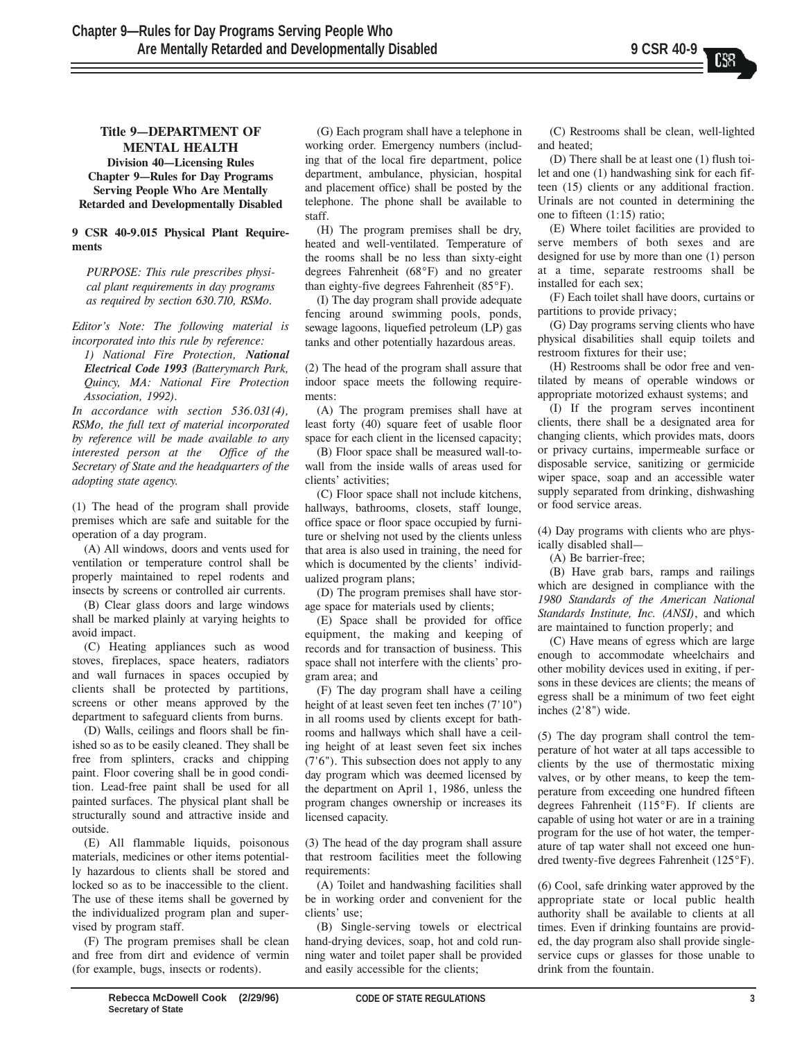**Title 9—DEPARTMENT OF MENTAL HEALTH**
**Division 40—Licensing Rules**
**Chapter 9—Rules for Day Programs Serving People Who Are Mentally Retarded and Developmentally Disabled**

**9 CSR 40-9.015 Physical Plant Requirements**

*PURPOSE: This rule prescribes physical plant requirements in day programs as required by section 630.710, RSMo.*

*Editor's Note: The following material is incorporated into this rule by reference:*
*1) National Fire Protection, **National Electrical Code 1993** (Batterymarch Park, Quincy, MA: National Fire Protection Association, 1992).*
*In accordance with section 536.031(4), RSMo, the full text of material incorporated by reference will be made available to any interested person at the Office of the Secretary of State and the headquarters of the adopting state agency.*

(1) The head of the program shall provide premises which are safe and suitable for the operation of a day program.

(A) All windows, doors and vents used for ventilation or temperature control shall be properly maintained to repel rodents and insects by screens or controlled air currents.

(B) Clear glass doors and large windows shall be marked plainly at varying heights to avoid impact.

(C) Heating appliances such as wood stoves, fireplaces, space heaters, radiators and wall furnaces in spaces occupied by clients shall be protected by partitions, screens or other means approved by the department to safeguard clients from burns.

(D) Walls, ceilings and floors shall be finished so as to be easily cleaned. They shall be free from splinters, cracks and chipping paint. Floor covering shall be in good condition. Lead-free paint shall be used for all painted surfaces. The physical plant shall be structurally sound and attractive inside and outside.

(E) All flammable liquids, poisonous materials, medicines or other items potentially hazardous to clients shall be stored and locked so as to be inaccessible to the client. The use of these items shall be governed by the individualized program plan and supervised by program staff.

(F) The program premises shall be clean and free from dirt and evidence of vermin (for example, bugs, insects or rodents).

(G) Each program shall have a telephone in working order. Emergency numbers (including that of the local fire department, police department, ambulance, physician, hospital and placement office) shall be posted by the telephone. The phone shall be available to staff.

(H) The program premises shall be dry, heated and well-ventilated. Temperature of the rooms shall be no less than sixty-eight degrees Fahrenheit (68°F) and no greater than eighty-five degrees Fahrenheit (85°F).

(I) The day program shall provide adequate fencing around swimming pools, ponds, sewage lagoons, liquefied petroleum (LP) gas tanks and other potentially hazardous areas.

(2) The head of the program shall assure that indoor space meets the following requirements:

(A) The program premises shall have at least forty (40) square feet of usable floor space for each client in the licensed capacity;

(B) Floor space shall be measured wall-to-wall from the inside walls of areas used for clients' activities;

(C) Floor space shall not include kitchens, hallways, bathrooms, closets, staff lounge, office space or floor space occupied by furniture or shelving not used by the clients unless that area is also used in training, the need for which is documented by the clients' individualized program plans;

(D) The program premises shall have storage space for materials used by clients;

(E) Space shall be provided for office equipment, the making and keeping of records and for transaction of business. This space shall not interfere with the clients' program area; and

(F) The day program shall have a ceiling height of at least seven feet ten inches (7'10") in all rooms used by clients except for bathrooms and hallways which shall have a ceiling height of at least seven feet six inches (7'6"). This subsection does not apply to any day program which was deemed licensed by the department on April 1, 1986, unless the program changes ownership or increases its licensed capacity.

(3) The head of the day program shall assure that restroom facilities meet the following requirements:

(A) Toilet and handwashing facilities shall be in working order and convenient for the clients' use;

(B) Single-serving towels or electrical hand-drying devices, soap, hot and cold running water and toilet paper shall be provided and easily accessible for the clients;

(C) Restrooms shall be clean, well-lighted and heated;

(D) There shall be at least one (1) flush toilet and one (1) handwashing sink for each fifteen (15) clients or any additional fraction. Urinals are not counted in determining the one to fifteen (1:15) ratio;

(E) Where toilet facilities are provided to serve members of both sexes and are designed for use by more than one (1) person at a time, separate restrooms shall be installed for each sex;

(F) Each toilet shall have doors, curtains or partitions to provide privacy;

(G) Day programs serving clients who have physical disabilities shall equip toilets and restroom fixtures for their use;

(H) Restrooms shall be odor free and ventilated by means of operable windows or appropriate motorized exhaust systems; and

(I) If the program serves incontinent clients, there shall be a designated area for changing clients, which provides mats, doors or privacy curtains, impermeable surface or disposable service, sanitizing or germicide wiper space, soap and an accessible water supply separated from drinking, dishwashing or food service areas.

(4) Day programs with clients who are physically disabled shall—

(A) Be barrier-free;

(B) Have grab bars, ramps and railings which are designed in compliance with the *1980 Standards of the American National Standards Institute, Inc. (ANSI)*, and which are maintained to function properly; and

(C) Have means of egress which are large enough to accommodate wheelchairs and other mobility devices used in exiting, if persons in these devices are clients; the means of egress shall be a minimum of two feet eight inches (2'8") wide.

(5) The day program shall control the temperature of hot water at all taps accessible to clients by the use of thermostatic mixing valves, or by other means, to keep the temperature from exceeding one hundred fifteen degrees Fahrenheit (115°F). If clients are capable of using hot water or are in a training program for the use of hot water, the temperature of tap water shall not exceed one hundred twenty-five degrees Fahrenheit (125°F).

(6) Cool, safe drinking water approved by the appropriate state or local public health authority shall be available to clients at all times. Even if drinking fountains are provided, the day program also shall provide single-service cups or glasses for those unable to drink from the fountain.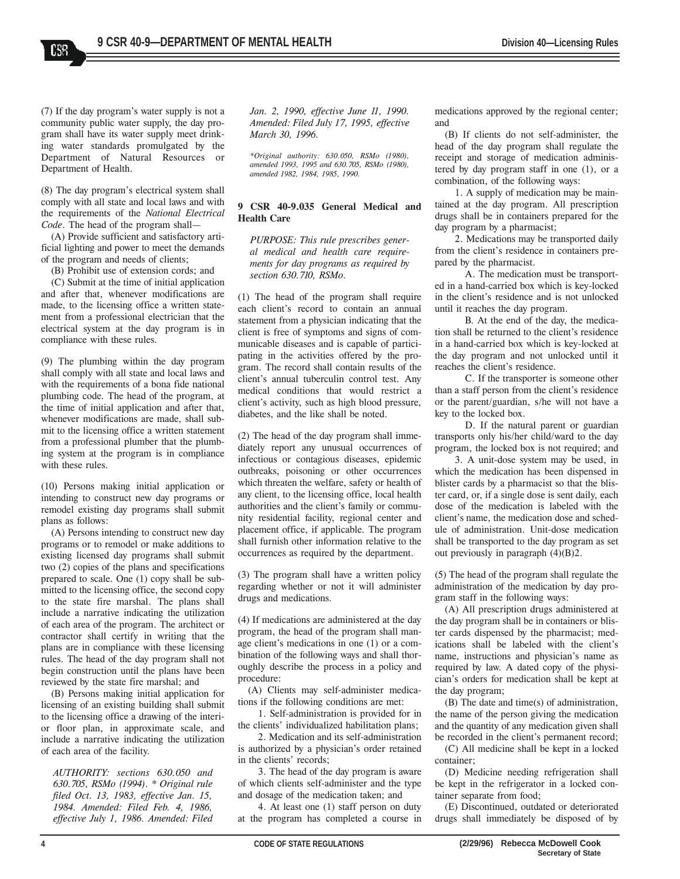(7) If the day program's water supply is not a community public water supply, the day program shall have its water supply meet drinking water standards promulgated by the Department of Natural Resources or Department of Health.

(8) The day program's electrical system shall comply with all state and local laws and with the requirements of the *National Electrical Code*. The head of the program shall—

(A) Provide sufficient and satisfactory artificial lighting and power to meet the demands of the program and needs of clients;

(B) Prohibit use of extension cords; and

(C) Submit at the time of initial application and after that, whenever modifications are made, to the licensing office a written statement from a professional electrician that the electrical system at the day program is in compliance with these rules.

(9) The plumbing within the day program shall comply with all state and local laws and with the requirements of a bona fide national plumbing code. The head of the program, at the time of initial application and after that, whenever modifications are made, shall submit to the licensing office a written statement from a professional plumber that the plumbing system at the program is in compliance with these rules.

(10) Persons making initial application or intending to construct new day programs or remodel existing day programs shall submit plans as follows:

(A) Persons intending to construct new day programs or to remodel or make additions to existing licensed day programs shall submit two (2) copies of the plans and specifications prepared to scale. One (1) copy shall be submitted to the licensing office, the second copy to the state fire marshal. The plans shall include a narrative indicating the utilization of each area of the program. The architect or contractor shall certify in writing that the plans are in compliance with these licensing rules. The head of the day program shall not begin construction until the plans have been reviewed by the state fire marshal; and

(B) Persons making initial application for licensing of an existing building shall submit to the licensing office a drawing of the interior floor plan, in approximate scale, and include a narrative indicating the utilization of each area of the facility.

*AUTHORITY: sections 630.050 and 630.705, RSMo (1994).* Original rule filed Oct. 13, 1983, effective Jan. 15, 1984. Amended: Filed Feb. 4, 1986, effective July 1, 1986. Amended: Filed Jan. 2, 1990, effective June 11, 1990. Amended: Filed July 17, 1995, effective March 30, 1996.*

**Original authority: 630.050, RSMo (1980), amended 1993, 1995 and 630.705, RSMo (1980), amended 1982, 1984, 1985, 1990.*

### 9 CSR 40-9.035 General Medical and Health Care

*PURPOSE: This rule prescribes general medical and health care requirements for day programs as required by section 630.710, RSMo.*

(1) The head of the program shall require each client's record to contain an annual statement from a physician indicating that the client is free of symptoms and signs of communicable diseases and is capable of participating in the activities offered by the program. The record shall contain results of the client's annual tuberculin control test. Any medical conditions that would restrict a client's activity, such as high blood pressure, diabetes, and the like shall be noted.

(2) The head of the day program shall immediately report any unusual occurrences of infectious or contagious diseases, epidemic outbreaks, poisoning or other occurrences which threaten the welfare, safety or health of any client, to the licensing office, local health authorities and the client's family or community residential facility, regional center and placement office, if applicable. The program shall furnish other information relative to the occurrences as required by the department.

(3) The program shall have a written policy regarding whether or not it will administer drugs and medications.

(4) If medications are administered at the day program, the head of the program shall manage client's medications in one (1) or a combination of the following ways and shall thoroughly describe the process in a policy and procedure:

(A) Clients may self-administer medications if the following conditions are met:

1. Self-administration is provided for in the clients' individualized habilitation plans;

2. Medication and its self-administration is authorized by a physician's order retained in the clients' records;

3. The head of the day program is aware of which clients self-administer and the type and dosage of the medication taken; and

4. At least one (1) staff person on duty at the program has completed a course in medications approved by the regional center; and

(B) If clients do not self-administer, the head of the day program shall regulate the receipt and storage of medication administered by day program staff in one (1), or a combination, of the following ways:

1. A supply of medication may be maintained at the day program. All prescription drugs shall be in containers prepared for the day program by a pharmacist;

2. Medications may be transported daily from the client's residence in containers prepared by the pharmacist.

A. The medication must be transported in a hand-carried box which is key-locked in the client's residence and is not unlocked until it reaches the day program.

B. At the end of the day, the medication shall be returned to the client's residence in a hand-carried box which is key-locked at the day program and not unlocked until it reaches the client's residence.

C. If the transporter is someone other than a staff person from the client's residence or the parent/guardian, s/he will not have a key to the locked box.

D. If the natural parent or guardian transports only his/her child/ward to the day program, the locked box is not required; and

3. A unit-dose system may be used, in which the medication has been dispensed in blister cards by a pharmacist so that the blister card, or, if a single dose is sent daily, each dose of the medication is labeled with the client's name, the medication dose and schedule of administration. Unit-dose medication shall be transported to the day program as set out previously in paragraph (4)(B)2.

(5) The head of the program shall regulate the administration of the medication by day program staff in the following ways:

(A) All prescription drugs administered at the day program shall be in containers or blister cards dispensed by the pharmacist; medications shall be labeled with the client's name, instructions and physician's name as required by law. A dated copy of the physician's orders for medication shall be kept at the day program;

(B) The date and time(s) of administration, the name of the person giving the medication and the quantity of any medication given shall be recorded in the client's permanent record;

(C) All medicine shall be kept in a locked container;

(D) Medicine needing refrigeration shall be kept in the refrigerator in a locked container separate from food;

(E) Discontinued, outdated or deteriorated drugs shall immediately be disposed of by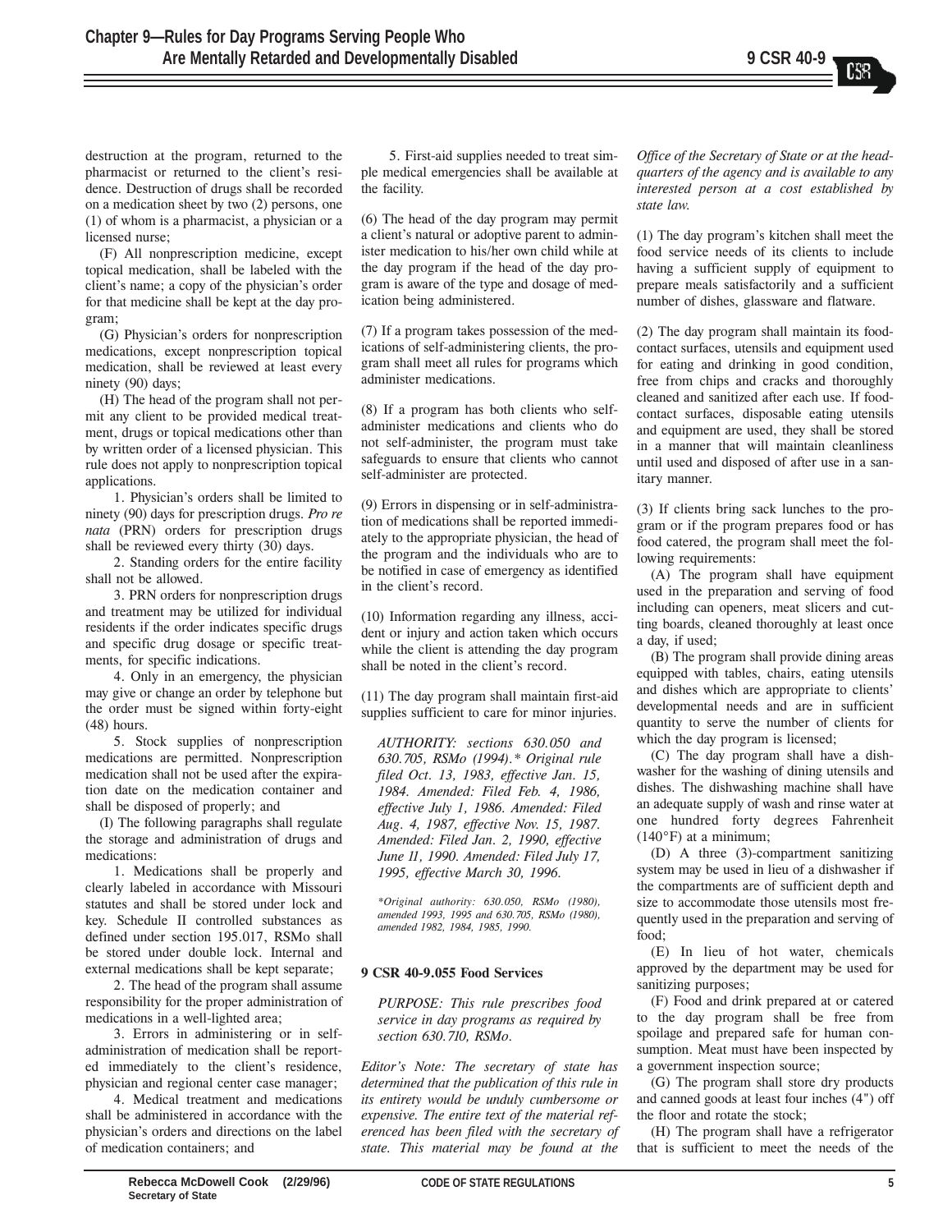destruction at the program, returned to the pharmacist or returned to the client's residence. Destruction of drugs shall be recorded on a medication sheet by two (2) persons, one (1) of whom is a pharmacist, a physician or a licensed nurse;

(F) All nonprescription medicine, except topical medication, shall be labeled with the client's name; a copy of the physician's order for that medicine shall be kept at the day program;

(G) Physician's orders for nonprescription medications, except nonprescription topical medication, shall be reviewed at least every ninety (90) days;

(H) The head of the program shall not permit any client to be provided medical treatment, drugs or topical medications other than by written order of a licensed physician. This rule does not apply to nonprescription topical applications.

1. Physician's orders shall be limited to ninety (90) days for prescription drugs. *Pro re nata* (PRN) orders for prescription drugs shall be reviewed every thirty (30) days.

2. Standing orders for the entire facility shall not be allowed.

3. PRN orders for nonprescription drugs and treatment may be utilized for individual residents if the order indicates specific drugs and specific drug dosage or specific treatments, for specific indications.

4. Only in an emergency, the physician may give or change an order by telephone but the order must be signed within forty-eight (48) hours.

5. Stock supplies of nonprescription medications are permitted. Nonprescription medication shall not be used after the expiration date on the medication container and shall be disposed of properly; and

(I) The following paragraphs shall regulate the storage and administration of drugs and medications:

1. Medications shall be properly and clearly labeled in accordance with Missouri statutes and shall be stored under lock and key. Schedule II controlled substances as defined under section 195.017, RSMo shall be stored under double lock. Internal and external medications shall be kept separate;

2. The head of the program shall assume responsibility for the proper administration of medications in a well-lighted area;

3. Errors in administering or in self-administration of medication shall be reported immediately to the client's residence, physician and regional center case manager;

4. Medical treatment and medications shall be administered in accordance with the physician's orders and directions on the label of medication containers; and

5. First-aid supplies needed to treat simple medical emergencies shall be available at the facility.

(6) The head of the day program may permit a client's natural or adoptive parent to administer medication to his/her own child while at the day program if the head of the day program is aware of the type and dosage of medication being administered.

(7) If a program takes possession of the medications of self-administering clients, the program shall meet all rules for programs which administer medications.

(8) If a program has both clients who self-administer medications and clients who do not self-administer, the program must take safeguards to ensure that clients who cannot self-administer are protected.

(9) Errors in dispensing or in self-administration of medications shall be reported immediately to the appropriate physician, the head of the program and the individuals who are to be notified in case of emergency as identified in the client's record.

(10) Information regarding any illness, accident or injury and action taken which occurs while the client is attending the day program shall be noted in the client's record.

(11) The day program shall maintain first-aid supplies sufficient to care for minor injuries.

*AUTHORITY: sections 630.050 and 630.705, RSMo (1994).\* Original rule filed Oct. 13, 1983, effective Jan. 15, 1984. Amended: Filed Feb. 4, 1986, effective July 1, 1986. Amended: Filed Aug. 4, 1987, effective Nov. 15, 1987. Amended: Filed Jan. 2, 1990, effective June 11, 1990. Amended: Filed July 17, 1995, effective March 30, 1996.*

*\*Original authority: 630.050, RSMo (1980), amended 1993, 1995 and 630.705, RSMo (1980), amended 1982, 1984, 1985, 1990.*

### 9 CSR 40-9.055 Food Services

*PURPOSE: This rule prescribes food service in day programs as required by section 630.710, RSMo.*

*Editor's Note: The secretary of state has determined that the publication of this rule in its entirety would be unduly cumbersome or expensive. The entire text of the material referenced has been filed with the secretary of state. This material may be found at the Office of the Secretary of State or at the headquarters of the agency and is available to any interested person at a cost established by state law.*

(1) The day program's kitchen shall meet the food service needs of its clients to include having a sufficient supply of equipment to prepare meals satisfactorily and a sufficient number of dishes, glassware and flatware.

(2) The day program shall maintain its food-contact surfaces, utensils and equipment used for eating and drinking in good condition, free from chips and cracks and thoroughly cleaned and sanitized after each use. If food-contact surfaces, disposable eating utensils and equipment are used, they shall be stored in a manner that will maintain cleanliness until used and disposed of after use in a sanitary manner.

(3) If clients bring sack lunches to the program or if the program prepares food or has food catered, the program shall meet the following requirements:

(A) The program shall have equipment used in the preparation and serving of food including can openers, meat slicers and cutting boards, cleaned thoroughly at least once a day, if used;

(B) The program shall provide dining areas equipped with tables, chairs, eating utensils and dishes which are appropriate to clients' developmental needs and are in sufficient quantity to serve the number of clients for which the day program is licensed;

(C) The day program shall have a dishwasher for the washing of dining utensils and dishes. The dishwashing machine shall have an adequate supply of wash and rinse water at one hundred forty degrees Fahrenheit (140°F) at a minimum;

(D) A three (3)-compartment sanitizing system may be used in lieu of a dishwasher if the compartments are of sufficient depth and size to accommodate those utensils most frequently used in the preparation and serving of food;

(E) In lieu of hot water, chemicals approved by the department may be used for sanitizing purposes;

(F) Food and drink prepared at or catered to the day program shall be free from spoilage and prepared safe for human consumption. Meat must have been inspected by a government inspection source;

(G) The program shall store dry products and canned goods at least four inches (4") off the floor and rotate the stock;

(H) The program shall have a refrigerator that is sufficient to meet the needs of the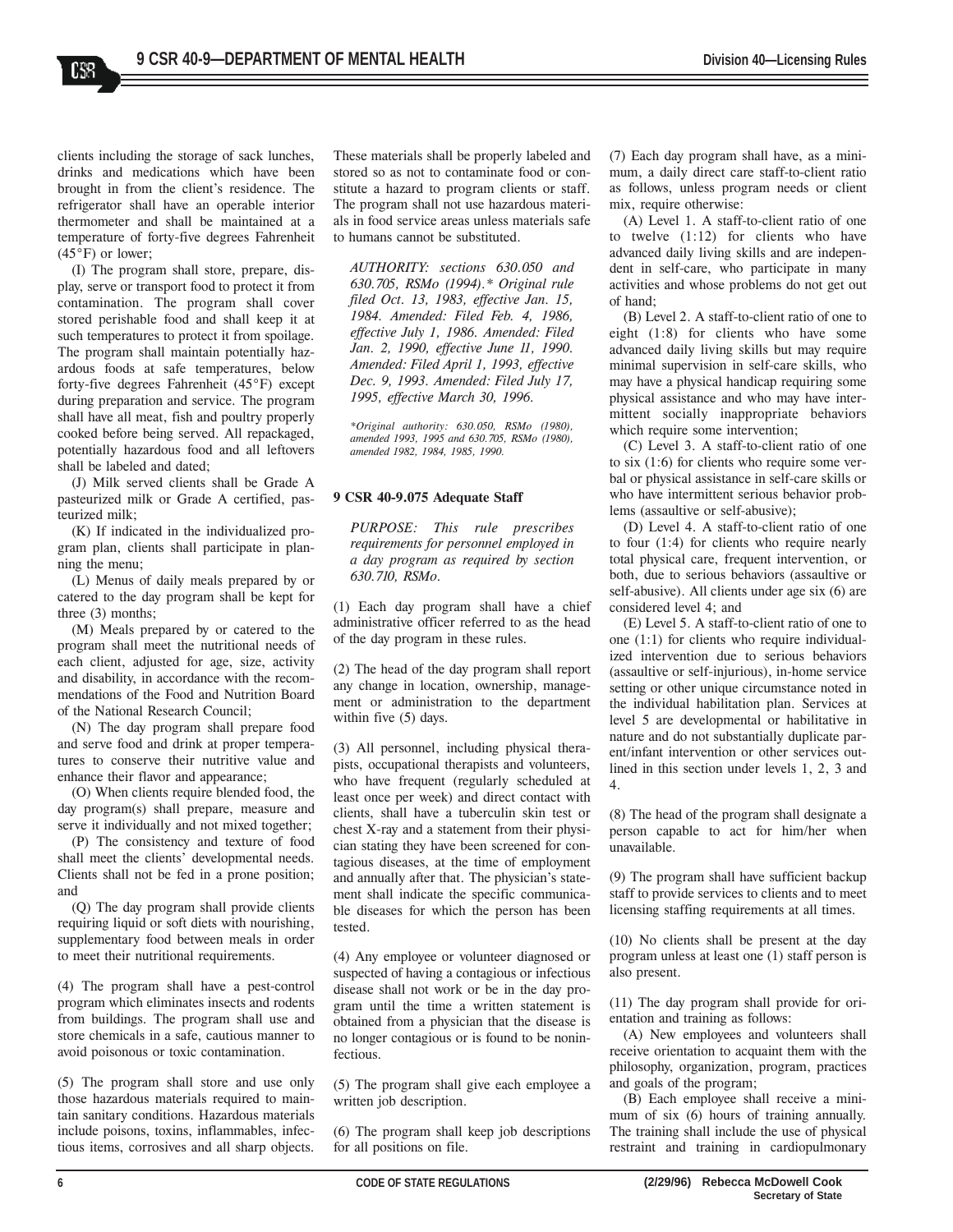clients including the storage of sack lunches, drinks and medications which have been brought in from the client's residence. The refrigerator shall have an operable interior thermometer and shall be maintained at a temperature of forty-five degrees Fahrenheit (45°F) or lower;

(I) The program shall store, prepare, display, serve or transport food to protect it from contamination. The program shall cover stored perishable food and shall keep it at such temperatures to protect it from spoilage. The program shall maintain potentially hazardous foods at safe temperatures, below forty-five degrees Fahrenheit (45°F) except during preparation and service. The program shall have all meat, fish and poultry properly cooked before being served. All repackaged, potentially hazardous food and all leftovers shall be labeled and dated;

(J) Milk served clients shall be Grade A pasteurized milk or Grade A certified, pasteurized milk;

(K) If indicated in the individualized program plan, clients shall participate in planning the menu;

(L) Menus of daily meals prepared by or catered to the day program shall be kept for three (3) months;

(M) Meals prepared by or catered to the program shall meet the nutritional needs of each client, adjusted for age, size, activity and disability, in accordance with the recommendations of the Food and Nutrition Board of the National Research Council;

(N) The day program shall prepare food and serve food and drink at proper temperatures to conserve their nutritive value and enhance their flavor and appearance;

(O) When clients require blended food, the day program(s) shall prepare, measure and serve it individually and not mixed together;

(P) The consistency and texture of food shall meet the clients' developmental needs. Clients shall not be fed in a prone position; and

(Q) The day program shall provide clients requiring liquid or soft diets with nourishing, supplementary food between meals in order to meet their nutritional requirements.

(4) The program shall have a pest-control program which eliminates insects and rodents from buildings. The program shall use and store chemicals in a safe, cautious manner to avoid poisonous or toxic contamination.

(5) The program shall store and use only those hazardous materials required to maintain sanitary conditions. Hazardous materials include poisons, toxins, inflammables, infectious items, corrosives and all sharp objects. These materials shall be properly labeled and stored so as not to contaminate food or constitute a hazard to program clients or staff. The program shall not use hazardous materials in food service areas unless materials safe to humans cannot be substituted.

*AUTHORITY: sections 630.050 and 630.705, RSMo (1994).\* Original rule filed Oct. 13, 1983, effective Jan. 15, 1984. Amended: Filed Feb. 4, 1986, effective July 1, 1986. Amended: Filed Jan. 2, 1990, effective June 11, 1990. Amended: Filed April 1, 1993, effective Dec. 9, 1993. Amended: Filed July 17, 1995, effective March 30, 1996.*

*\*Original authority: 630.050, RSMo (1980), amended 1993, 1995 and 630.705, RSMo (1980), amended 1982, 1984, 1985, 1990.*

**9 CSR 40-9.075 Adequate Staff**

*PURPOSE: This rule prescribes requirements for personnel employed in a day program as required by section 630.710, RSMo.*

(1) Each day program shall have a chief administrative officer referred to as the head of the day program in these rules.

(2) The head of the day program shall report any change in location, ownership, management or administration to the department within five (5) days.

(3) All personnel, including physical therapists, occupational therapists and volunteers, who have frequent (regularly scheduled at least once per week) and direct contact with clients, shall have a tuberculin skin test or chest X-ray and a statement from their physician stating they have been screened for contagious diseases, at the time of employment and annually after that. The physician's statement shall indicate the specific communicable diseases for which the person has been tested.

(4) Any employee or volunteer diagnosed or suspected of having a contagious or infectious disease shall not work or be in the day program until the time a written statement is obtained from a physician that the disease is no longer contagious or is found to be noninfectious.

(5) The program shall give each employee a written job description.

(6) The program shall keep job descriptions for all positions on file.

(7) Each day program shall have, as a minimum, a daily direct care staff-to-client ratio as follows, unless program needs or client mix, require otherwise:

(A) Level 1. A staff-to-client ratio of one to twelve (1:12) for clients who have advanced daily living skills and are independent in self-care, who participate in many activities and whose problems do not get out of hand;

(B) Level 2. A staff-to-client ratio of one to eight (1:8) for clients who have some advanced daily living skills but may require minimal supervision in self-care skills, who may have a physical handicap requiring some physical assistance and who may have intermittent socially inappropriate behaviors which require some intervention;

(C) Level 3. A staff-to-client ratio of one to six (1:6) for clients who require some verbal or physical assistance in self-care skills or who have intermittent serious behavior problems (assaultive or self-abusive);

(D) Level 4. A staff-to-client ratio of one to four (1:4) for clients who require nearly total physical care, frequent intervention, or both, due to serious behaviors (assaultive or self-abusive). All clients under age six (6) are considered level 4; and

(E) Level 5. A staff-to-client ratio of one to one (1:1) for clients who require individualized intervention due to serious behaviors (assaultive or self-injurious), in-home service setting or other unique circumstance noted in the individual habilitation plan. Services at level 5 are developmental or habilitative in nature and do not substantially duplicate parent/infant intervention or other services outlined in this section under levels 1, 2, 3 and 4.

(8) The head of the program shall designate a person capable to act for him/her when unavailable.

(9) The program shall have sufficient backup staff to provide services to clients and to meet licensing staffing requirements at all times.

(10) No clients shall be present at the day program unless at least one (1) staff person is also present.

(11) The day program shall provide for orientation and training as follows:

(A) New employees and volunteers shall receive orientation to acquaint them with the philosophy, organization, program, practices and goals of the program;

(B) Each employee shall receive a minimum of six (6) hours of training annually. The training shall include the use of physical restraint and training in cardiopulmonary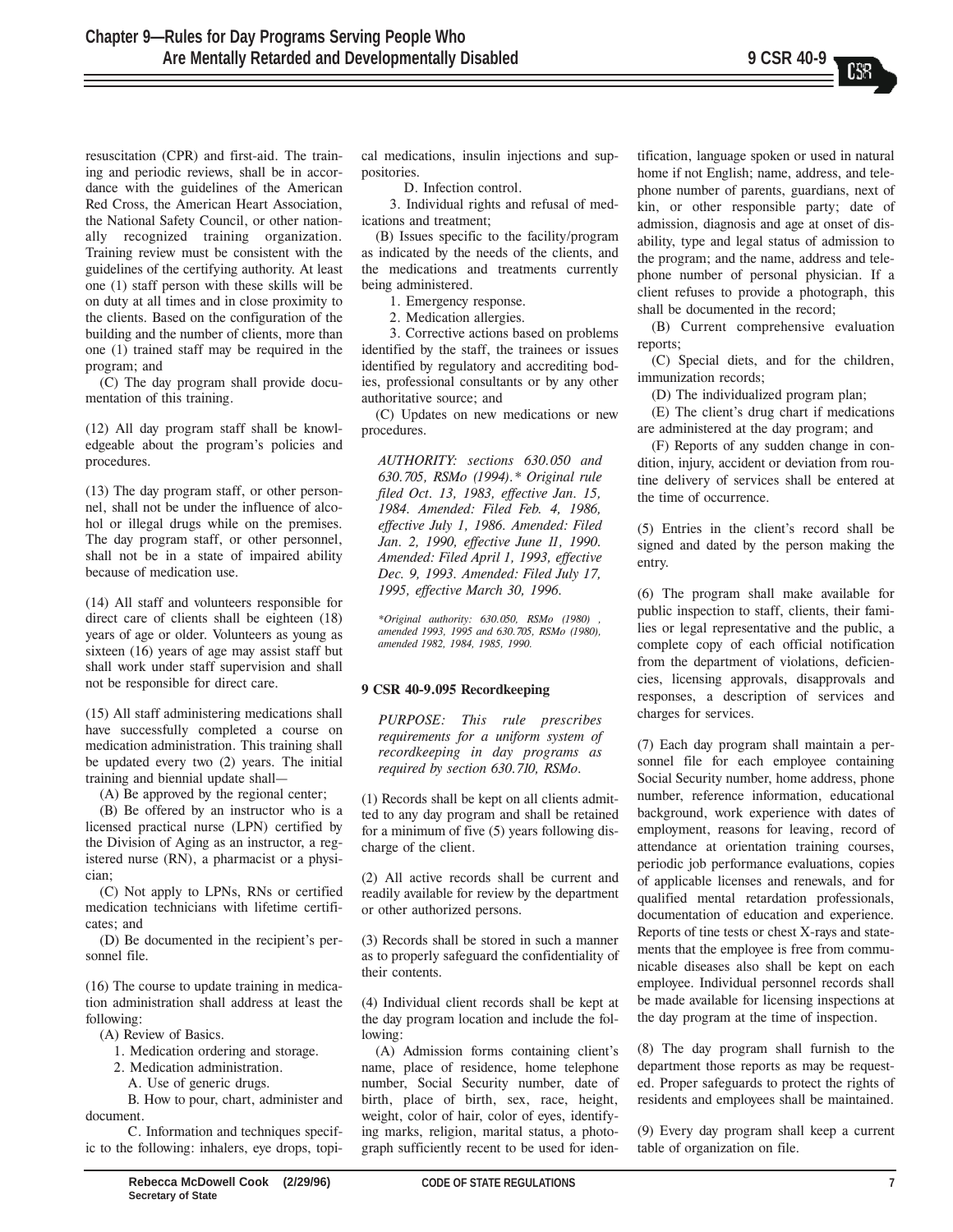resuscitation (CPR) and first-aid. The training and periodic reviews, shall be in accordance with the guidelines of the American Red Cross, the American Heart Association, the National Safety Council, or other nationally recognized training organization. Training review must be consistent with the guidelines of the certifying authority. At least one (1) staff person with these skills will be on duty at all times and in close proximity to the clients. Based on the configuration of the building and the number of clients, more than one (1) trained staff may be required in the program; and

(C) The day program shall provide documentation of this training.

(12) All day program staff shall be knowledgeable about the program's policies and procedures.

(13) The day program staff, or other personnel, shall not be under the influence of alcohol or illegal drugs while on the premises. The day program staff, or other personnel, shall not be in a state of impaired ability because of medication use.

(14) All staff and volunteers responsible for direct care of clients shall be eighteen (18) years of age or older. Volunteers as young as sixteen (16) years of age may assist staff but shall work under staff supervision and shall not be responsible for direct care.

(15) All staff administering medications shall have successfully completed a course on medication administration. This training shall be updated every two (2) years. The initial training and biennial update shall—

(A) Be approved by the regional center;

(B) Be offered by an instructor who is a licensed practical nurse (LPN) certified by the Division of Aging as an instructor, a registered nurse (RN), a pharmacist or a physician;

(C) Not apply to LPNs, RNs or certified medication technicians with lifetime certificates; and

(D) Be documented in the recipient's personnel file.

(16) The course to update training in medication administration shall address at least the following:

(A) Review of Basics.

1. Medication ordering and storage.

2. Medication administration.

A. Use of generic drugs.

B. How to pour, chart, administer and document.

C. Information and techniques specific to the following: inhalers, eye drops, topical medications, insulin injections and suppositories.

D. Infection control.

3. Individual rights and refusal of medications and treatment;

(B) Issues specific to the facility/program as indicated by the needs of the clients, and the medications and treatments currently being administered.

1. Emergency response.

2. Medication allergies.

3. Corrective actions based on problems identified by the staff, the trainees or issues identified by regulatory and accrediting bodies, professional consultants or by any other authoritative source; and

(C) Updates on new medications or new procedures.

*AUTHORITY: sections 630.050 and 630.705, RSMo (1994).\* Original rule filed Oct. 13, 1983, effective Jan. 15, 1984. Amended: Filed Feb. 4, 1986, effective July 1, 1986. Amended: Filed Jan. 2, 1990, effective June 11, 1990. Amended: Filed April 1, 1993, effective Dec. 9, 1993. Amended: Filed July 17, 1995, effective March 30, 1996.*

*\*Original authority: 630.050, RSMo (1980) , amended 1993, 1995 and 630.705, RSMo (1980), amended 1982, 1984, 1985, 1990.*

**9 CSR 40-9.095 Recordkeeping**

*PURPOSE: This rule prescribes requirements for a uniform system of recordkeeping in day programs as required by section 630.710, RSMo.*

(1) Records shall be kept on all clients admitted to any day program and shall be retained for a minimum of five (5) years following discharge of the client.

(2) All active records shall be current and readily available for review by the department or other authorized persons.

(3) Records shall be stored in such a manner as to properly safeguard the confidentiality of their contents.

(4) Individual client records shall be kept at the day program location and include the following:

(A) Admission forms containing client's name, place of residence, home telephone number, Social Security number, date of birth, place of birth, sex, race, height, weight, color of hair, color of eyes, identifying marks, religion, marital status, a photograph sufficiently recent to be used for identification, language spoken or used in natural home if not English; name, address, and telephone number of parents, guardians, next of kin, or other responsible party; date of admission, diagnosis and age at onset of disability, type and legal status of admission to the program; and the name, address and telephone number of personal physician. If a client refuses to provide a photograph, this shall be documented in the record;

(B) Current comprehensive evaluation reports;

(C) Special diets, and for the children, immunization records;

(D) The individualized program plan;

(E) The client's drug chart if medications are administered at the day program; and

(F) Reports of any sudden change in condition, injury, accident or deviation from routine delivery of services shall be entered at the time of occurrence.

(5) Entries in the client's record shall be signed and dated by the person making the entry.

(6) The program shall make available for public inspection to staff, clients, their families or legal representative and the public, a complete copy of each official notification from the department of violations, deficiencies, licensing approvals, disapprovals and responses, a description of services and charges for services.

(7) Each day program shall maintain a personnel file for each employee containing Social Security number, home address, phone number, reference information, educational background, work experience with dates of employment, reasons for leaving, record of attendance at orientation training courses, periodic job performance evaluations, copies of applicable licenses and renewals, and for qualified mental retardation professionals, documentation of education and experience. Reports of tine tests or chest X-rays and statements that the employee is free from communicable diseases also shall be kept on each employee. Individual personnel records shall be made available for licensing inspections at the day program at the time of inspection.

(8) The day program shall furnish to the department those reports as may be requested. Proper safeguards to protect the rights of residents and employees shall be maintained.

(9) Every day program shall keep a current table of organization on file.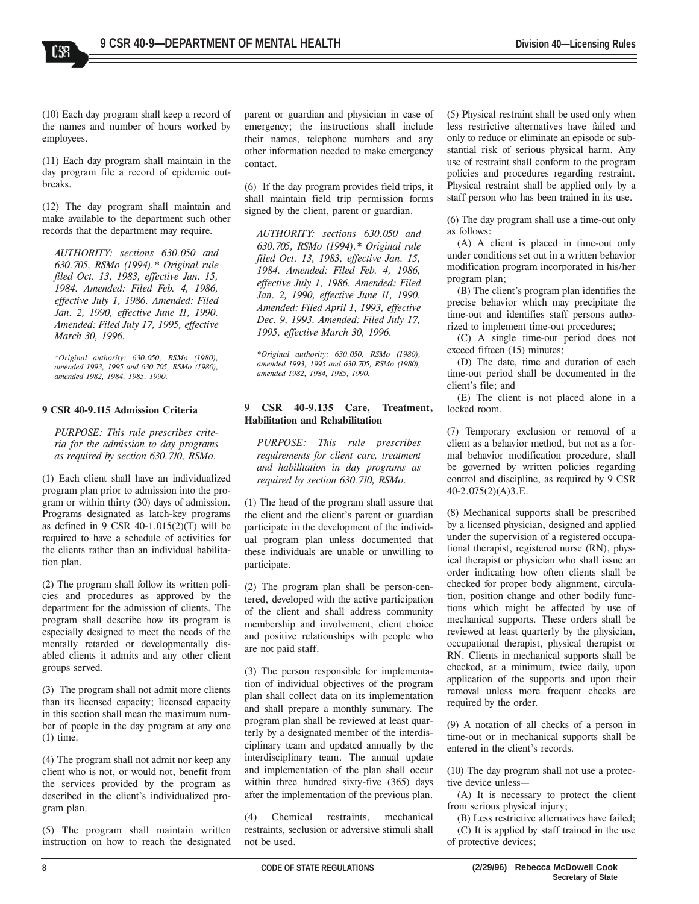(10) Each day program shall keep a record of the names and number of hours worked by employees.

(11) Each day program shall maintain in the day program file a record of epidemic outbreaks.

(12) The day program shall maintain and make available to the department such other records that the department may require.

*AUTHORITY: sections 630.050 and 630.705, RSMo (1994).\* Original rule filed Oct. 13, 1983, effective Jan. 15, 1984. Amended: Filed Feb. 4, 1986, effective July 1, 1986. Amended: Filed Jan. 2, 1990, effective June 11, 1990. Amended: Filed July 17, 1995, effective March 30, 1996.*

*\*Original authority: 630.050, RSMo (1980), amended 1993, 1995 and 630.705, RSMo (1980), amended 1982, 1984, 1985, 1990.*

**9 CSR 40-9.115 Admission Criteria**

*PURPOSE: This rule prescribes criteria for the admission to day programs as required by section 630.710, RSMo.*

(1) Each client shall have an individualized program plan prior to admission into the program or within thirty (30) days of admission. Programs designated as latch-key programs as defined in 9 CSR 40-1.015(2)(T) will be required to have a schedule of activities for the clients rather than an individual habilitation plan.

(2) The program shall follow its written policies and procedures as approved by the department for the admission of clients. The program shall describe how its program is especially designed to meet the needs of the mentally retarded or developmentally disabled clients it admits and any other client groups served.

(3) The program shall not admit more clients than its licensed capacity; licensed capacity in this section shall mean the maximum number of people in the day program at any one (1) time.

(4) The program shall not admit nor keep any client who is not, or would not, benefit from the services provided by the program as described in the client's individualized program plan.

(5) The program shall maintain written instruction on how to reach the designated parent or guardian and physician in case of emergency; the instructions shall include their names, telephone numbers and any other information needed to make emergency contact.

(6) If the day program provides field trips, it shall maintain field trip permission forms signed by the client, parent or guardian.

*AUTHORITY: sections 630.050 and 630.705, RSMo (1994).\* Original rule filed Oct. 13, 1983, effective Jan. 15, 1984. Amended: Filed Feb. 4, 1986, effective July 1, 1986. Amended: Filed Jan. 2, 1990, effective June 11, 1990. Amended: Filed April 1, 1993, effective Dec. 9, 1993. Amended: Filed July 17, 1995, effective March 30, 1996.*

*\*Original authority: 630.050, RSMo (1980), amended 1993, 1995 and 630.705, RSMo (1980), amended 1982, 1984, 1985, 1990.*

**9 CSR 40-9.135 Care, Treatment, Habilitation and Rehabilitation**

*PURPOSE: This rule prescribes requirements for client care, treatment and habilitation in day programs as required by section 630.710, RSMo.*

(1) The head of the program shall assure that the client and the client's parent or guardian participate in the development of the individual program plan unless documented that these individuals are unable or unwilling to participate.

(2) The program plan shall be person-centered, developed with the active participation of the client and shall address community membership and involvement, client choice and positive relationships with people who are not paid staff.

(3) The person responsible for implementation of individual objectives of the program plan shall collect data on its implementation and shall prepare a monthly summary. The program plan shall be reviewed at least quarterly by a designated member of the interdisciplinary team and updated annually by the interdisciplinary team. The annual update and implementation of the plan shall occur within three hundred sixty-five (365) days after the implementation of the previous plan.

(4) Chemical restraints, mechanical restraints, seclusion or adversive stimuli shall not be used.

(5) Physical restraint shall be used only when less restrictive alternatives have failed and only to reduce or eliminate an episode or substantial risk of serious physical harm. Any use of restraint shall conform to the program policies and procedures regarding restraint. Physical restraint shall be applied only by a staff person who has been trained in its use.

(6) The day program shall use a time-out only as follows:

(A) A client is placed in time-out only under conditions set out in a written behavior modification program incorporated in his/her program plan;

(B) The client's program plan identifies the precise behavior which may precipitate the time-out and identifies staff persons authorized to implement time-out procedures;

(C) A single time-out period does not exceed fifteen (15) minutes;

(D) The date, time and duration of each time-out period shall be documented in the client's file; and

(E) The client is not placed alone in a locked room.

(7) Temporary exclusion or removal of a client as a behavior method, but not as a formal behavior modification procedure, shall be governed by written policies regarding control and discipline, as required by 9 CSR 40-2.075(2)(A)3.E.

(8) Mechanical supports shall be prescribed by a licensed physician, designed and applied under the supervision of a registered occupational therapist, registered nurse (RN), physical therapist or physician who shall issue an order indicating how often clients shall be checked for proper body alignment, circulation, position change and other bodily functions which might be affected by use of mechanical supports. These orders shall be reviewed at least quarterly by the physician, occupational therapist, physical therapist or RN. Clients in mechanical supports shall be checked, at a minimum, twice daily, upon application of the supports and upon their removal unless more frequent checks are required by the order.

(9) A notation of all checks of a person in time-out or in mechanical supports shall be entered in the client's records.

(10) The day program shall not use a protective device unless—

(A) It is necessary to protect the client from serious physical injury;

(B) Less restrictive alternatives have failed;

(C) It is applied by staff trained in the use of protective devices;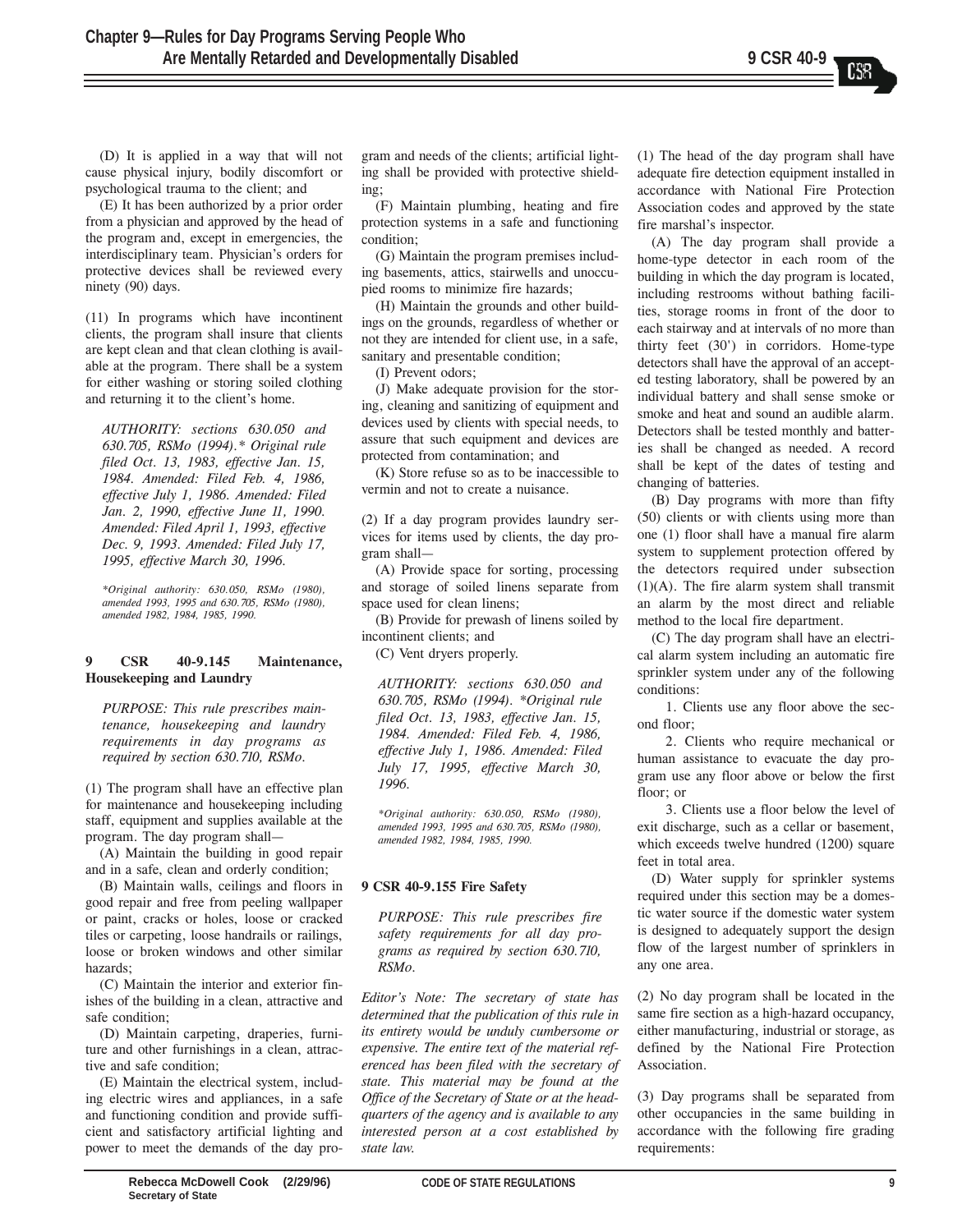(D) It is applied in a way that will not cause physical injury, bodily discomfort or psychological trauma to the client; and

(E) It has been authorized by a prior order from a physician and approved by the head of the program and, except in emergencies, the interdisciplinary team. Physician's orders for protective devices shall be reviewed every ninety (90) days.

(11) In programs which have incontinent clients, the program shall insure that clients are kept clean and that clean clothing is available at the program. There shall be a system for either washing or storing soiled clothing and returning it to the client's home.

*AUTHORITY: sections 630.050 and 630.705, RSMo (1994).\* Original rule filed Oct. 13, 1983, effective Jan. 15, 1984. Amended: Filed Feb. 4, 1986, effective July 1, 1986. Amended: Filed Jan. 2, 1990, effective June 11, 1990. Amended: Filed April 1, 1993, effective Dec. 9, 1993. Amended: Filed July 17, 1995, effective March 30, 1996.*

*\*Original authority: 630.050, RSMo (1980), amended 1993, 1995 and 630.705, RSMo (1980), amended 1982, 1984, 1985, 1990.*

### 9 CSR 40-9.145 Maintenance, Housekeeping and Laundry

*PURPOSE: This rule prescribes maintenance, housekeeping and laundry requirements in day programs as required by section 630.710, RSMo.*

(1) The program shall have an effective plan for maintenance and housekeeping including staff, equipment and supplies available at the program. The day program shall—

(A) Maintain the building in good repair and in a safe, clean and orderly condition;

(B) Maintain walls, ceilings and floors in good repair and free from peeling wallpaper or paint, cracks or holes, loose or cracked tiles or carpeting, loose handrails or railings, loose or broken windows and other similar hazards;

(C) Maintain the interior and exterior finishes of the building in a clean, attractive and safe condition;

(D) Maintain carpeting, draperies, furniture and other furnishings in a clean, attractive and safe condition;

(E) Maintain the electrical system, including electric wires and appliances, in a safe and functioning condition and provide sufficient and satisfactory artificial lighting and power to meet the demands of the day program and needs of the clients; artificial lighting shall be provided with protective shielding;

(F) Maintain plumbing, heating and fire protection systems in a safe and functioning condition;

(G) Maintain the program premises including basements, attics, stairwells and unoccupied rooms to minimize fire hazards;

(H) Maintain the grounds and other buildings on the grounds, regardless of whether or not they are intended for client use, in a safe, sanitary and presentable condition;

(I) Prevent odors;

(J) Make adequate provision for the storing, cleaning and sanitizing of equipment and devices used by clients with special needs, to assure that such equipment and devices are protected from contamination; and

(K) Store refuse so as to be inaccessible to vermin and not to create a nuisance.

(2) If a day program provides laundry services for items used by clients, the day program shall—

(A) Provide space for sorting, processing and storage of soiled linens separate from space used for clean linens;

(B) Provide for prewash of linens soiled by incontinent clients; and

(C) Vent dryers properly.

*AUTHORITY: sections 630.050 and 630.705, RSMo (1994). \*Original rule filed Oct. 13, 1983, effective Jan. 15, 1984. Amended: Filed Feb. 4, 1986, effective July 1, 1986. Amended: Filed July 17, 1995, effective March 30, 1996.*

*\*Original authority: 630.050, RSMo (1980), amended 1993, 1995 and 630.705, RSMo (1980), amended 1982, 1984, 1985, 1990.*

### 9 CSR 40-9.155 Fire Safety

*PURPOSE: This rule prescribes fire safety requirements for all day programs as required by section 630.710, RSMo.*

*Editor's Note: The secretary of state has determined that the publication of this rule in its entirety would be unduly cumbersome or expensive. The entire text of the material referenced has been filed with the secretary of state. This material may be found at the Office of the Secretary of State or at the headquarters of the agency and is available to any interested person at a cost established by state law.*

(1) The head of the day program shall have adequate fire detection equipment installed in accordance with National Fire Protection Association codes and approved by the state fire marshal's inspector.

(A) The day program shall provide a home-type detector in each room of the building in which the day program is located, including restrooms without bathing facilities, storage rooms in front of the door to each stairway and at intervals of no more than thirty feet (30') in corridors. Home-type detectors shall have the approval of an accepted testing laboratory, shall be powered by an individual battery and shall sense smoke or smoke and heat and sound an audible alarm. Detectors shall be tested monthly and batteries shall be changed as needed. A record shall be kept of the dates of testing and changing of batteries.

(B) Day programs with more than fifty (50) clients or with clients using more than one (1) floor shall have a manual fire alarm system to supplement protection offered by the detectors required under subsection (1)(A). The fire alarm system shall transmit an alarm by the most direct and reliable method to the local fire department.

(C) The day program shall have an electrical alarm system including an automatic fire sprinkler system under any of the following conditions:

1. Clients use any floor above the second floor;

2. Clients who require mechanical or human assistance to evacuate the day program use any floor above or below the first floor; or

3. Clients use a floor below the level of exit discharge, such as a cellar or basement, which exceeds twelve hundred (1200) square feet in total area.

(D) Water supply for sprinkler systems required under this section may be a domestic water source if the domestic water system is designed to adequately support the design flow of the largest number of sprinklers in any one area.

(2) No day program shall be located in the same fire section as a high-hazard occupancy, either manufacturing, industrial or storage, as defined by the National Fire Protection Association.

(3) Day programs shall be separated from other occupancies in the same building in accordance with the following fire grading requirements: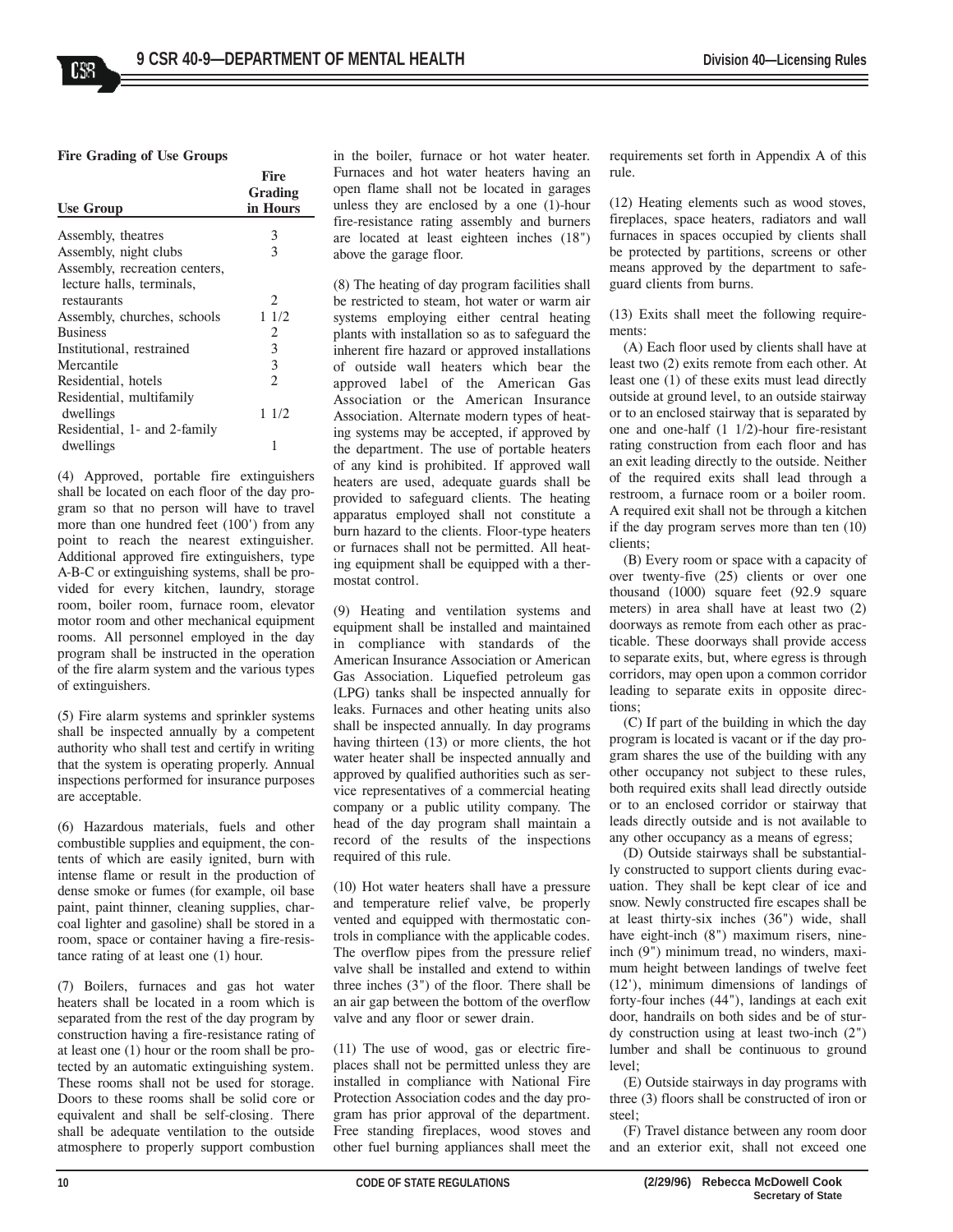**Fire Grading of Use Groups**

| Use Group | Fire Grading in Hours |
|---|---|
| Assembly, theatres | 3 |
| Assembly, night clubs | 3 |
| Assembly, recreation centers, lecture halls, terminals, restaurants | 2 |
| Assembly, churches, schools | 1 1/2 |
| Business | 2 |
| Institutional, restrained | 3 |
| Mercantile | 3 |
| Residential, hotels | 2 |
| Residential, multifamily dwellings | 1 1/2 |
| Residential, 1- and 2-family dwellings | 1 |

(4) Approved, portable fire extinguishers shall be located on each floor of the day program so that no person will have to travel more than one hundred feet (100') from any point to reach the nearest extinguisher. Additional approved fire extinguishers, type A-B-C or extinguishing systems, shall be provided for every kitchen, laundry, storage room, boiler room, furnace room, elevator motor room and other mechanical equipment rooms. All personnel employed in the day program shall be instructed in the operation of the fire alarm system and the various types of extinguishers.

(5) Fire alarm systems and sprinkler systems shall be inspected annually by a competent authority who shall test and certify in writing that the system is operating properly. Annual inspections performed for insurance purposes are acceptable.

(6) Hazardous materials, fuels and other combustible supplies and equipment, the contents of which are easily ignited, burn with intense flame or result in the production of dense smoke or fumes (for example, oil base paint, paint thinner, cleaning supplies, charcoal lighter and gasoline) shall be stored in a room, space or container having a fire-resistance rating of at least one (1) hour.

(7) Boilers, furnaces and gas hot water heaters shall be located in a room which is separated from the rest of the day program by construction having a fire-resistance rating of at least one (1) hour or the room shall be protected by an automatic extinguishing system. These rooms shall not be used for storage. Doors to these rooms shall be solid core or equivalent and shall be self-closing. There shall be adequate ventilation to the outside atmosphere to properly support combustion in the boiler, furnace or hot water heater. Furnaces and hot water heaters having an open flame shall not be located in garages unless they are enclosed by a one (1)-hour fire-resistance rating assembly and burners are located at least eighteen inches (18") above the garage floor.

(8) The heating of day program facilities shall be restricted to steam, hot water or warm air systems employing either central heating plants with installation so as to safeguard the inherent fire hazard or approved installations of outside wall heaters which bear the approved label of the American Gas Association or the American Insurance Association. Alternate modern types of heating systems may be accepted, if approved by the department. The use of portable heaters of any kind is prohibited. If approved wall heaters are used, adequate guards shall be provided to safeguard clients. The heating apparatus employed shall not constitute a burn hazard to the clients. Floor-type heaters or furnaces shall not be permitted. All heating equipment shall be equipped with a thermostat control.

(9) Heating and ventilation systems and equipment shall be installed and maintained in compliance with standards of the American Insurance Association or American Gas Association. Liquefied petroleum gas (LPG) tanks shall be inspected annually for leaks. Furnaces and other heating units also shall be inspected annually. In day programs having thirteen (13) or more clients, the hot water heater shall be inspected annually and approved by qualified authorities such as service representatives of a commercial heating company or a public utility company. The head of the day program shall maintain a record of the results of the inspections required of this rule.

(10) Hot water heaters shall have a pressure and temperature relief valve, be properly vented and equipped with thermostatic controls in compliance with the applicable codes. The overflow pipes from the pressure relief valve shall be installed and extend to within three inches (3") of the floor. There shall be an air gap between the bottom of the overflow valve and any floor or sewer drain.

(11) The use of wood, gas or electric fireplaces shall not be permitted unless they are installed in compliance with National Fire Protection Association codes and the day program has prior approval of the department. Free standing fireplaces, wood stoves and other fuel burning appliances shall meet the requirements set forth in Appendix A of this rule.

(12) Heating elements such as wood stoves, fireplaces, space heaters, radiators and wall furnaces in spaces occupied by clients shall be protected by partitions, screens or other means approved by the department to safeguard clients from burns.

(13) Exits shall meet the following requirements:

(A) Each floor used by clients shall have at least two (2) exits remote from each other. At least one (1) of these exits must lead directly outside at ground level, to an outside stairway or to an enclosed stairway that is separated by one and one-half (1 1/2)-hour fire-resistant rating construction from each floor and has an exit leading directly to the outside. Neither of the required exits shall lead through a restroom, a furnace room or a boiler room. A required exit shall not be through a kitchen if the day program serves more than ten (10) clients;

(B) Every room or space with a capacity of over twenty-five (25) clients or over one thousand (1000) square feet (92.9 square meters) in area shall have at least two (2) doorways as remote from each other as practicable. These doorways shall provide access to separate exits, but, where egress is through corridors, may open upon a common corridor leading to separate exits in opposite directions;

(C) If part of the building in which the day program is located is vacant or if the day program shares the use of the building with any other occupancy not subject to these rules, both required exits shall lead directly outside or to an enclosed corridor or stairway that leads directly outside and is not available to any other occupancy as a means of egress;

(D) Outside stairways shall be substantially constructed to support clients during evacuation. They shall be kept clear of ice and snow. Newly constructed fire escapes shall be at least thirty-six inches (36") wide, shall have eight-inch (8") maximum risers, nine-inch (9") minimum tread, no winders, maximum height between landings of twelve feet (12'), minimum dimensions of landings of forty-four inches (44"), landings at each exit door, handrails on both sides and be of sturdy construction using at least two-inch (2") lumber and shall be continuous to ground level;

(E) Outside stairways in day programs with three (3) floors shall be constructed of iron or steel;

(F) Travel distance between any room door and an exterior exit, shall not exceed one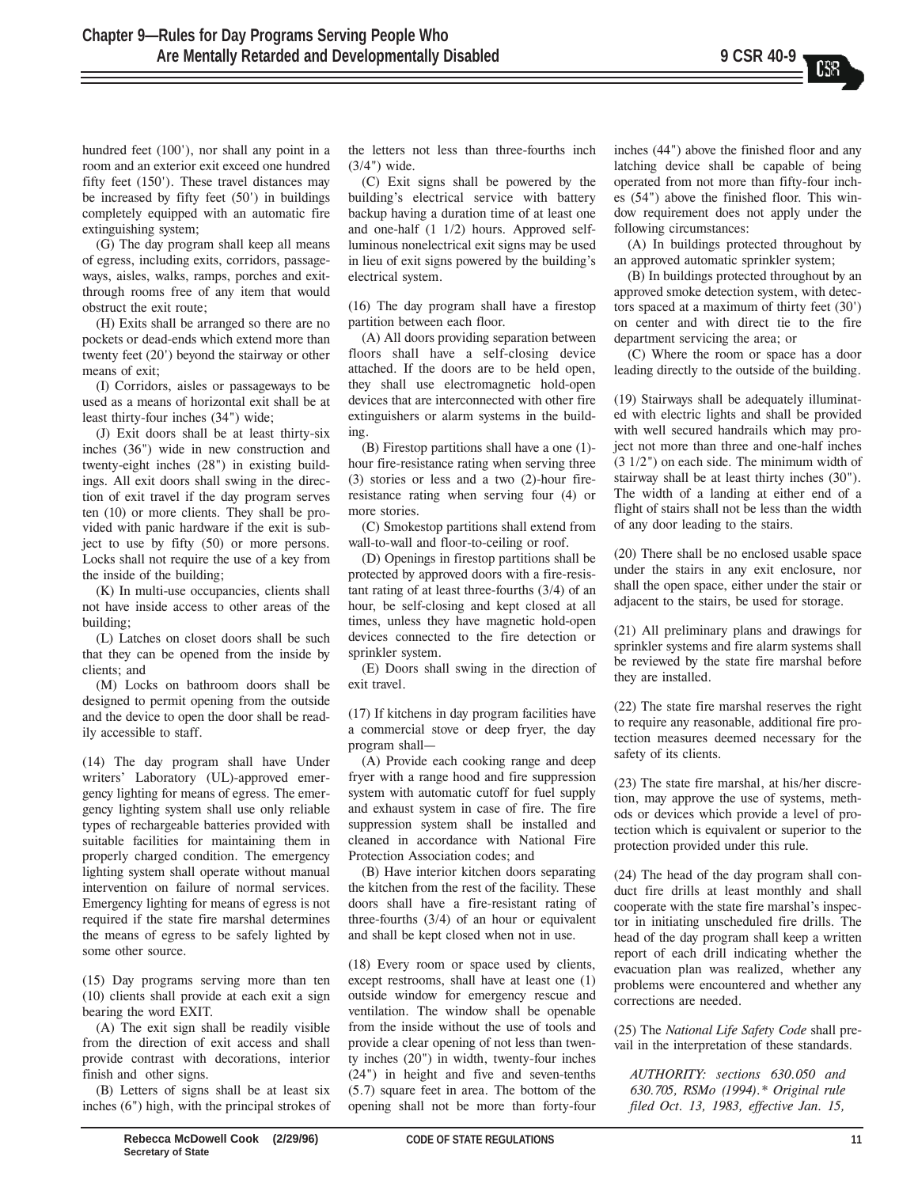hundred feet (100'), nor shall any point in a room and an exterior exit exceed one hundred fifty feet (150'). These travel distances may be increased by fifty feet (50') in buildings completely equipped with an automatic fire extinguishing system;

(G) The day program shall keep all means of egress, including exits, corridors, passageways, aisles, walks, ramps, porches and exit-through rooms free of any item that would obstruct the exit route;

(H) Exits shall be arranged so there are no pockets or dead-ends which extend more than twenty feet (20') beyond the stairway or other means of exit;

(I) Corridors, aisles or passageways to be used as a means of horizontal exit shall be at least thirty-four inches (34") wide;

(J) Exit doors shall be at least thirty-six inches (36") wide in new construction and twenty-eight inches (28") in existing buildings. All exit doors shall swing in the direction of exit travel if the day program serves ten (10) or more clients. They shall be provided with panic hardware if the exit is subject to use by fifty (50) or more persons. Locks shall not require the use of a key from the inside of the building;

(K) In multi-use occupancies, clients shall not have inside access to other areas of the building;

(L) Latches on closet doors shall be such that they can be opened from the inside by clients; and

(M) Locks on bathroom doors shall be designed to permit opening from the outside and the device to open the door shall be readily accessible to staff.

(14) The day program shall have Underwriters' Laboratory (UL)-approved emergency lighting for means of egress. The emergency lighting system shall use only reliable types of rechargeable batteries provided with suitable facilities for maintaining them in properly charged condition. The emergency lighting system shall operate without manual intervention on failure of normal services. Emergency lighting for means of egress is not required if the state fire marshal determines the means of egress to be safely lighted by some other source.

(15) Day programs serving more than ten (10) clients shall provide at each exit a sign bearing the word EXIT.

(A) The exit sign shall be readily visible from the direction of exit access and shall provide contrast with decorations, interior finish and other signs.

(B) Letters of signs shall be at least six inches (6") high, with the principal strokes of the letters not less than three-fourths inch (3/4") wide.

(C) Exit signs shall be powered by the building's electrical service with battery backup having a duration time of at least one and one-half (1 1/2) hours. Approved self-luminous nonelectrical exit signs may be used in lieu of exit signs powered by the building's electrical system.

(16) The day program shall have a firestop partition between each floor.

(A) All doors providing separation between floors shall have a self-closing device attached. If the doors are to be held open, they shall use electromagnetic hold-open devices that are interconnected with other fire extinguishers or alarm systems in the building.

(B) Firestop partitions shall have a one (1)-hour fire-resistance rating when serving three (3) stories or less and a two (2)-hour fire-resistance rating when serving four (4) or more stories.

(C) Smokestop partitions shall extend from wall-to-wall and floor-to-ceiling or roof.

(D) Openings in firestop partitions shall be protected by approved doors with a fire-resistant rating of at least three-fourths (3/4) of an hour, be self-closing and kept closed at all times, unless they have magnetic hold-open devices connected to the fire detection or sprinkler system.

(E) Doors shall swing in the direction of exit travel.

(17) If kitchens in day program facilities have a commercial stove or deep fryer, the day program shall—

(A) Provide each cooking range and deep fryer with a range hood and fire suppression system with automatic cutoff for fuel supply and exhaust system in case of fire. The fire suppression system shall be installed and cleaned in accordance with National Fire Protection Association codes; and

(B) Have interior kitchen doors separating the kitchen from the rest of the facility. These doors shall have a fire-resistant rating of three-fourths (3/4) of an hour or equivalent and shall be kept closed when not in use.

(18) Every room or space used by clients, except restrooms, shall have at least one (1) outside window for emergency rescue and ventilation. The window shall be openable from the inside without the use of tools and provide a clear opening of not less than twenty inches (20") in width, twenty-four inches (24") in height and five and seven-tenths (5.7) square feet in area. The bottom of the opening shall not be more than forty-four inches (44") above the finished floor and any latching device shall be capable of being operated from not more than fifty-four inches (54") above the finished floor. This window requirement does not apply under the following circumstances:

(A) In buildings protected throughout by an approved automatic sprinkler system;

(B) In buildings protected throughout by an approved smoke detection system, with detectors spaced at a maximum of thirty feet (30') on center and with direct tie to the fire department servicing the area; or

(C) Where the room or space has a door leading directly to the outside of the building.

(19) Stairways shall be adequately illuminated with electric lights and shall be provided with well secured handrails which may project not more than three and one-half inches (3 1/2") on each side. The minimum width of stairway shall be at least thirty inches (30"). The width of a landing at either end of a flight of stairs shall not be less than the width of any door leading to the stairs.

(20) There shall be no enclosed usable space under the stairs in any exit enclosure, nor shall the open space, either under the stair or adjacent to the stairs, be used for storage.

(21) All preliminary plans and drawings for sprinkler systems and fire alarm systems shall be reviewed by the state fire marshal before they are installed.

(22) The state fire marshal reserves the right to require any reasonable, additional fire protection measures deemed necessary for the safety of its clients.

(23) The state fire marshal, at his/her discretion, may approve the use of systems, methods or devices which provide a level of protection which is equivalent or superior to the protection provided under this rule.

(24) The head of the day program shall conduct fire drills at least monthly and shall cooperate with the state fire marshal's inspector in initiating unscheduled fire drills. The head of the day program shall keep a written report of each drill indicating whether the evacuation plan was realized, whether any problems were encountered and whether any corrections are needed.

(25) The *National Life Safety Code* shall prevail in the interpretation of these standards.

*AUTHORITY: sections 630.050 and 630.705, RSMo (1994).\* Original rule filed Oct. 13, 1983, effective Jan. 15,*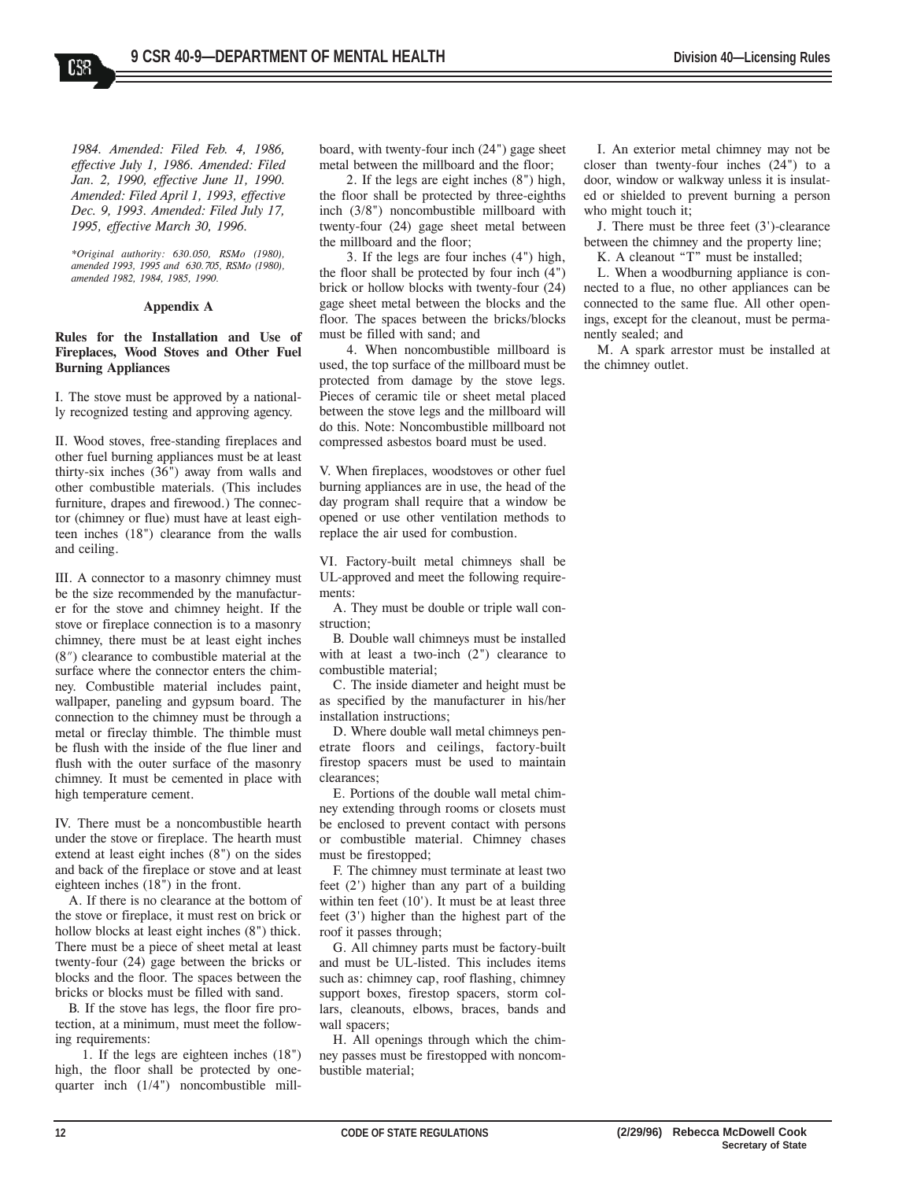*1984. Amended: Filed Feb. 4, 1986, effective July 1, 1986. Amended: Filed Jan. 2, 1990, effective June 11, 1990. Amended: Filed April 1, 1993, effective Dec. 9, 1993. Amended: Filed July 17, 1995, effective March 30, 1996.*

*\*Original authority: 630.050, RSMo (1980), amended 1993, 1995 and 630.705, RSMo (1980), amended 1982, 1984, 1985, 1990.*

**Appendix A**

**Rules for the Installation and Use of Fireplaces, Wood Stoves and Other Fuel Burning Appliances**

I. The stove must be approved by a nationally recognized testing and approving agency.

II. Wood stoves, free-standing fireplaces and other fuel burning appliances must be at least thirty-six inches (36") away from walls and other combustible materials. (This includes furniture, drapes and firewood.) The connector (chimney or flue) must have at least eighteen inches (18") clearance from the walls and ceiling.

III. A connector to a masonry chimney must be the size recommended by the manufacturer for the stove and chimney height. If the stove or fireplace connection is to a masonry chimney, there must be at least eight inches (8″) clearance to combustible material at the surface where the connector enters the chimney. Combustible material includes paint, wallpaper, paneling and gypsum board. The connection to the chimney must be through a metal or fireclay thimble. The thimble must be flush with the inside of the flue liner and flush with the outer surface of the masonry chimney. It must be cemented in place with high temperature cement.

IV. There must be a noncombustible hearth under the stove or fireplace. The hearth must extend at least eight inches (8") on the sides and back of the fireplace or stove and at least eighteen inches (18") in the front.

A. If there is no clearance at the bottom of the stove or fireplace, it must rest on brick or hollow blocks at least eight inches (8") thick. There must be a piece of sheet metal at least twenty-four (24) gage between the bricks or blocks and the floor. The spaces between the bricks or blocks must be filled with sand.

B. If the stove has legs, the floor fire protection, at a minimum, must meet the following requirements:

1. If the legs are eighteen inches (18") high, the floor shall be protected by one-quarter inch (1/4") noncombustible millboard, with twenty-four inch (24") gage sheet metal between the millboard and the floor;

2. If the legs are eight inches (8") high, the floor shall be protected by three-eighths inch (3/8") noncombustible millboard with twenty-four (24) gage sheet metal between the millboard and the floor;

3. If the legs are four inches (4") high, the floor shall be protected by four inch (4") brick or hollow blocks with twenty-four (24) gage sheet metal between the blocks and the floor. The spaces between the bricks/blocks must be filled with sand; and

4. When noncombustible millboard is used, the top surface of the millboard must be protected from damage by the stove legs. Pieces of ceramic tile or sheet metal placed between the stove legs and the millboard will do this. Note: Noncombustible millboard not compressed asbestos board must be used.

V. When fireplaces, woodstoves or other fuel burning appliances are in use, the head of the day program shall require that a window be opened or use other ventilation methods to replace the air used for combustion.

VI. Factory-built metal chimneys shall be UL-approved and meet the following requirements:

A. They must be double or triple wall construction;

B. Double wall chimneys must be installed with at least a two-inch (2") clearance to combustible material;

C. The inside diameter and height must be as specified by the manufacturer in his/her installation instructions;

D. Where double wall metal chimneys penetrate floors and ceilings, factory-built firestop spacers must be used to maintain clearances;

E. Portions of the double wall metal chimney extending through rooms or closets must be enclosed to prevent contact with persons or combustible material. Chimney chases must be firestopped;

F. The chimney must terminate at least two feet (2') higher than any part of a building within ten feet (10'). It must be at least three feet (3') higher than the highest part of the roof it passes through;

G. All chimney parts must be factory-built and must be UL-listed. This includes items such as: chimney cap, roof flashing, chimney support boxes, firestop spacers, storm collars, cleanouts, elbows, braces, bands and wall spacers;

H. All openings through which the chimney passes must be firestopped with noncombustible material;

I. An exterior metal chimney may not be closer than twenty-four inches (24") to a door, window or walkway unless it is insulated or shielded to prevent burning a person who might touch it;

J. There must be three feet (3')-clearance between the chimney and the property line;

K. A cleanout "T" must be installed;

L. When a woodburning appliance is connected to a flue, no other appliances can be connected to the same flue. All other openings, except for the cleanout, must be permanently sealed; and

M. A spark arrestor must be installed at the chimney outlet.